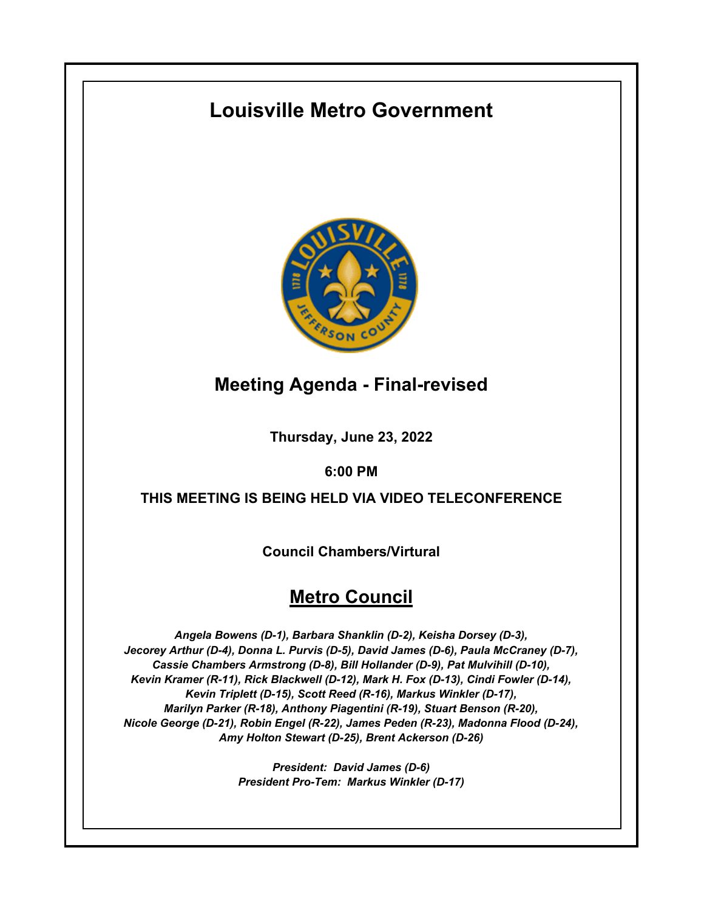# Louisville Metro Government

## Meeting Agenda - Final-revised

**Thursday, June 23, 2022**

**6:00 PM**

**THIS MEETING IS BEING HELD VIA VIDEO TELECONFERENCE**

**Council Chambers/Virtural**

## Metro Council

*Angela Bowens (D-1), Barbara Shanklin (D-2), Keisha Dorsey (D-3), Jecorey Arthur (D-4), Donna L. Purvis (D-5), David James (D-6), Paula McCraney (D-7), Cassie Chambers Armstrong (D-8), Bill Hollander (D-9), Pat Mulvihill (D-10), Kevin Kramer (R-11), Rick Blackwell (D-12), Mark H. Fox (D-13), Cindi Fowler (D-14), Kevin Triplett (D-15), Scott Reed (R-16), Markus Winkler (D-17), Marilyn Parker (R-18), Anthony Piagentini (R-19), Stuart Benson (R-20), Nicole George (D-21), Robin Engel (R-22), James Peden (R-23), Madonna Flood (D-24), Amy Holton Stewart (D-25), Brent Ackerson (D-26)*

*President: David James (D-6)*
*President Pro-Tem: Markus Winkler (D-17)*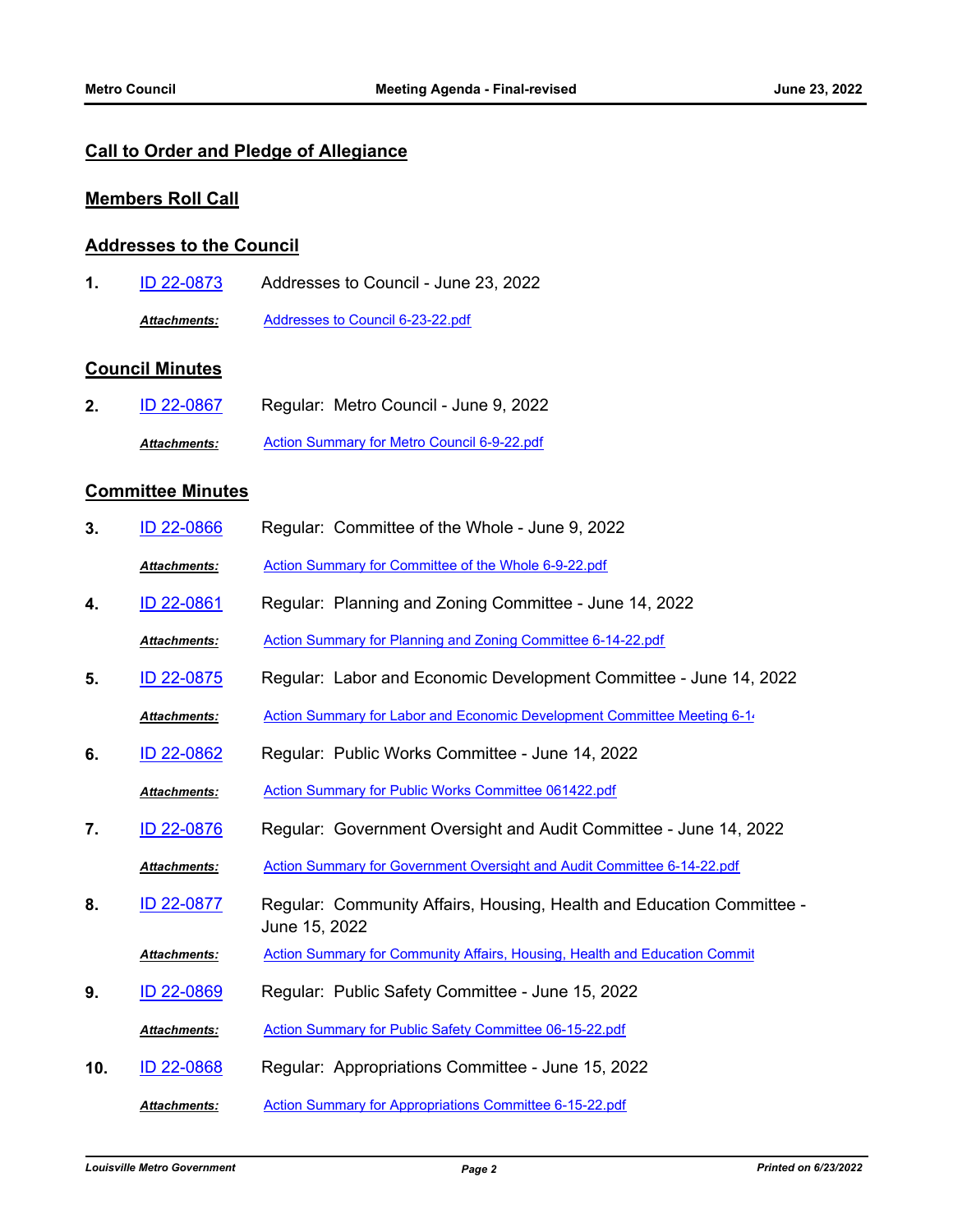## Call to Order and Pledge of Allegiance

## Members Roll Call

## Addresses to the Council

**1.** ID 22-0873 Addresses to Council - June 23, 2022

***Attachments:*** Addresses to Council 6-23-22.pdf

## Council Minutes

**2.** ID 22-0867 Regular: Metro Council - June 9, 2022

***Attachments:*** Action Summary for Metro Council 6-9-22.pdf

## Committee Minutes

**3.** ID 22-0866 Regular: Committee of the Whole - June 9, 2022

***Attachments:*** Action Summary for Committee of the Whole 6-9-22.pdf

**4.** ID 22-0861 Regular: Planning and Zoning Committee - June 14, 2022

***Attachments:*** Action Summary for Planning and Zoning Committee 6-14-22.pdf

**5.** ID 22-0875 Regular: Labor and Economic Development Committee - June 14, 2022

***Attachments:*** Action Summary for Labor and Economic Development Committee Meeting 6-1

**6.** ID 22-0862 Regular: Public Works Committee - June 14, 2022

***Attachments:*** Action Summary for Public Works Committee 061422.pdf

**7.** ID 22-0876 Regular: Government Oversight and Audit Committee - June 14, 2022

***Attachments:*** Action Summary for Government Oversight and Audit Committee 6-14-22.pdf

**8.** ID 22-0877 Regular: Community Affairs, Housing, Health and Education Committee - June 15, 2022

***Attachments:*** Action Summary for Community Affairs, Housing, Health and Education Commit

**9.** ID 22-0869 Regular: Public Safety Committee - June 15, 2022

***Attachments:*** Action Summary for Public Safety Committee 06-15-22.pdf

**10.** ID 22-0868 Regular: Appropriations Committee - June 15, 2022

***Attachments:*** Action Summary for Appropriations Committee 6-15-22.pdf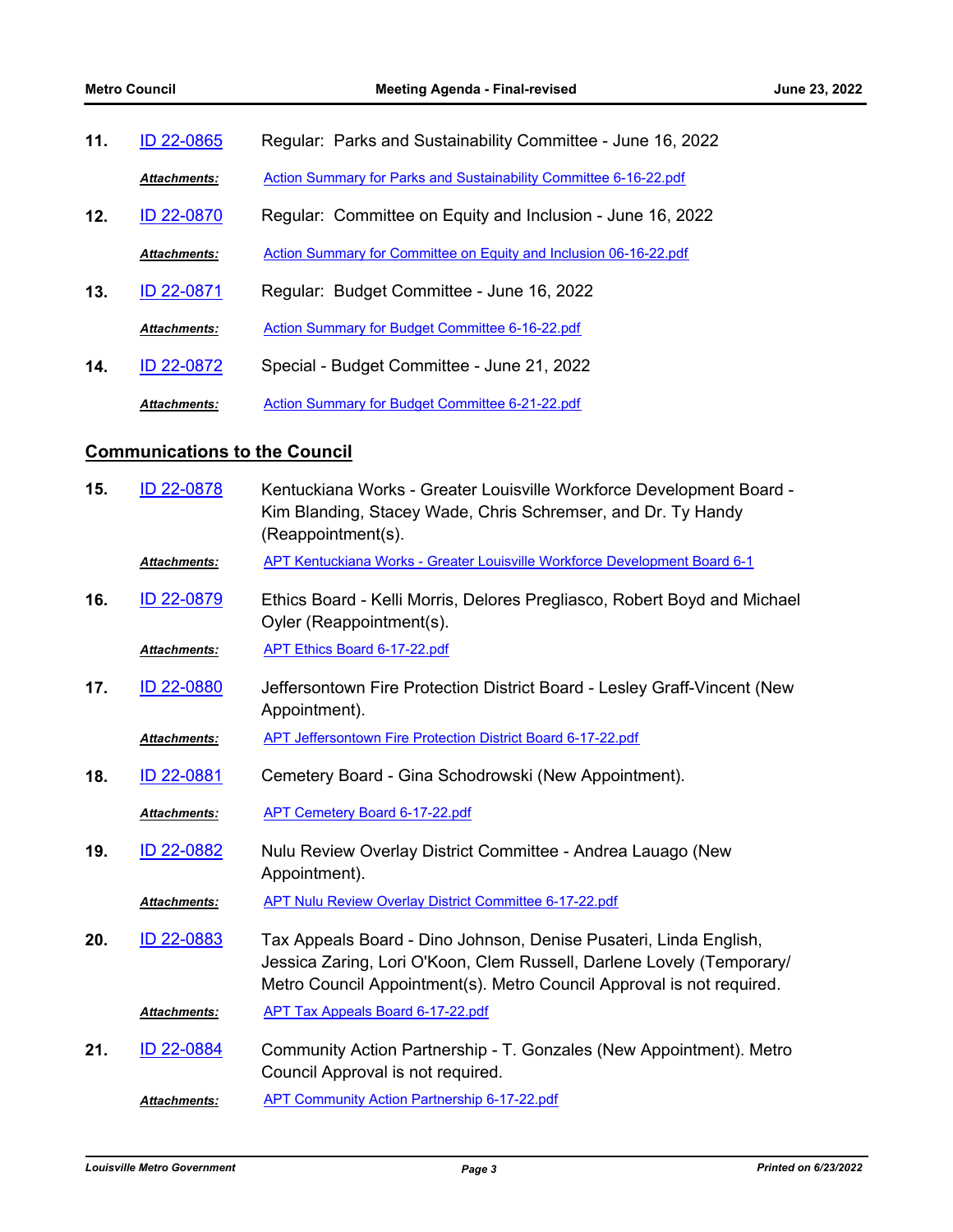11. ID 22-0865 Regular: Parks and Sustainability Committee - June 16, 2022

    ***Attachments:*** Action Summary for Parks and Sustainability Committee 6-16-22.pdf

12. ID 22-0870 Regular: Committee on Equity and Inclusion - June 16, 2022

    ***Attachments:*** Action Summary for Committee on Equity and Inclusion 06-16-22.pdf

13. ID 22-0871 Regular: Budget Committee - June 16, 2022

    ***Attachments:*** Action Summary for Budget Committee 6-16-22.pdf

14. ID 22-0872 Special - Budget Committee - June 21, 2022

    ***Attachments:*** Action Summary for Budget Committee 6-21-22.pdf

## Communications to the Council

15. ID 22-0878 Kentuckiana Works - Greater Louisville Workforce Development Board - Kim Blanding, Stacey Wade, Chris Schremser, and Dr. Ty Handy (Reappointment(s).

    ***Attachments:*** APT Kentuckiana Works - Greater Louisville Workforce Development Board 6-1

16. ID 22-0879 Ethics Board - Kelli Morris, Delores Pregliasco, Robert Boyd and Michael Oyler (Reappointment(s).

    ***Attachments:*** APT Ethics Board 6-17-22.pdf

17. ID 22-0880 Jeffersontown Fire Protection District Board - Lesley Graff-Vincent (New Appointment).

    ***Attachments:*** APT Jeffersontown Fire Protection District Board 6-17-22.pdf

18. ID 22-0881 Cemetery Board - Gina Schodrowski (New Appointment).

    ***Attachments:*** APT Cemetery Board 6-17-22.pdf

19. ID 22-0882 Nulu Review Overlay District Committee - Andrea Lauago (New Appointment).

    ***Attachments:*** APT Nulu Review Overlay District Committee 6-17-22.pdf

20. ID 22-0883 Tax Appeals Board - Dino Johnson, Denise Pusateri, Linda English, Jessica Zaring, Lori O'Koon, Clem Russell, Darlene Lovely (Temporary/ Metro Council Appointment(s). Metro Council Approval is not required.

    ***Attachments:*** APT Tax Appeals Board 6-17-22.pdf

21. ID 22-0884 Community Action Partnership - T. Gonzales (New Appointment). Metro Council Approval is not required.

    ***Attachments:*** APT Community Action Partnership 6-17-22.pdf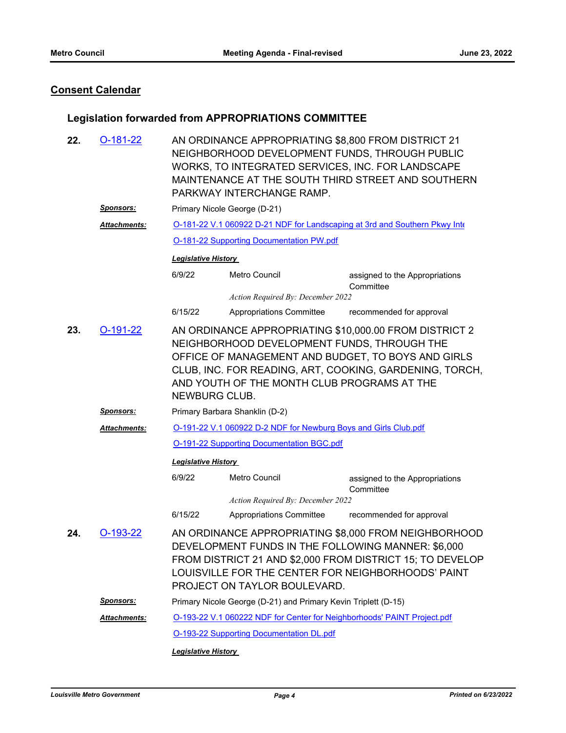## Consent Calendar

### Legislation forwarded from APPROPRIATIONS COMMITTEE

**22.** O-181-22

AN ORDINANCE APPROPRIATING $8,800 FROM DISTRICT 21 NEIGHBORHOOD DEVELOPMENT FUNDS, THROUGH PUBLIC WORKS, TO INTEGRATED SERVICES, INC. FOR LANDSCAPE MAINTENANCE AT THE SOUTH THIRD STREET AND SOUTHERN PARKWAY INTERCHANGE RAMP.

***Sponsors:*** Primary Nicole George (D-21)

***Attachments:*** O-181-22 V.1 060922 D-21 NDF for Landscaping at 3rd and Southern Pkwy Inte

O-181-22 Supporting Documentation PW.pdf

***Legislative History***

| | | |
|---|---|---|
| 6/9/22 | Metro Council | assigned to the Appropriations Committee |
| | *Action Required By: December 2022* | |
| 6/15/22 | Appropriations Committee | recommended for approval |

**23.** O-191-22

AN ORDINANCE APPROPRIATING $10,000.00 FROM DISTRICT 2 NEIGHBORHOOD DEVELOPMENT FUNDS, THROUGH THE OFFICE OF MANAGEMENT AND BUDGET, TO BOYS AND GIRLS CLUB, INC. FOR READING, ART, COOKING, GARDENING, TORCH, AND YOUTH OF THE MONTH CLUB PROGRAMS AT THE NEWBURG CLUB.

***Sponsors:*** Primary Barbara Shanklin (D-2)

***Attachments:*** O-191-22 V.1 060922 D-2 NDF for Newburg Boys and Girls Club.pdf

O-191-22 Supporting Documentation BGC.pdf

***Legislative History***

| | | |
|---|---|---|
| 6/9/22 | Metro Council | assigned to the Appropriations Committee |
| | *Action Required By: December 2022* | |
| 6/15/22 | Appropriations Committee | recommended for approval |

**24.** O-193-22

AN ORDINANCE APPROPRIATING $8,000 FROM NEIGHBORHOOD DEVELOPMENT FUNDS IN THE FOLLOWING MANNER: $6,000 FROM DISTRICT 21 AND $2,000 FROM DISTRICT 15; TO DEVELOP LOUISVILLE FOR THE CENTER FOR NEIGHBORHOODS' PAINT PROJECT ON TAYLOR BOULEVARD.

***Sponsors:*** Primary Nicole George (D-21) and Primary Kevin Triplett (D-15)

***Attachments:*** O-193-22 V.1 060222 NDF for Center for Neighborhoods' PAINT Project.pdf

O-193-22 Supporting Documentation DL.pdf

***Legislative History***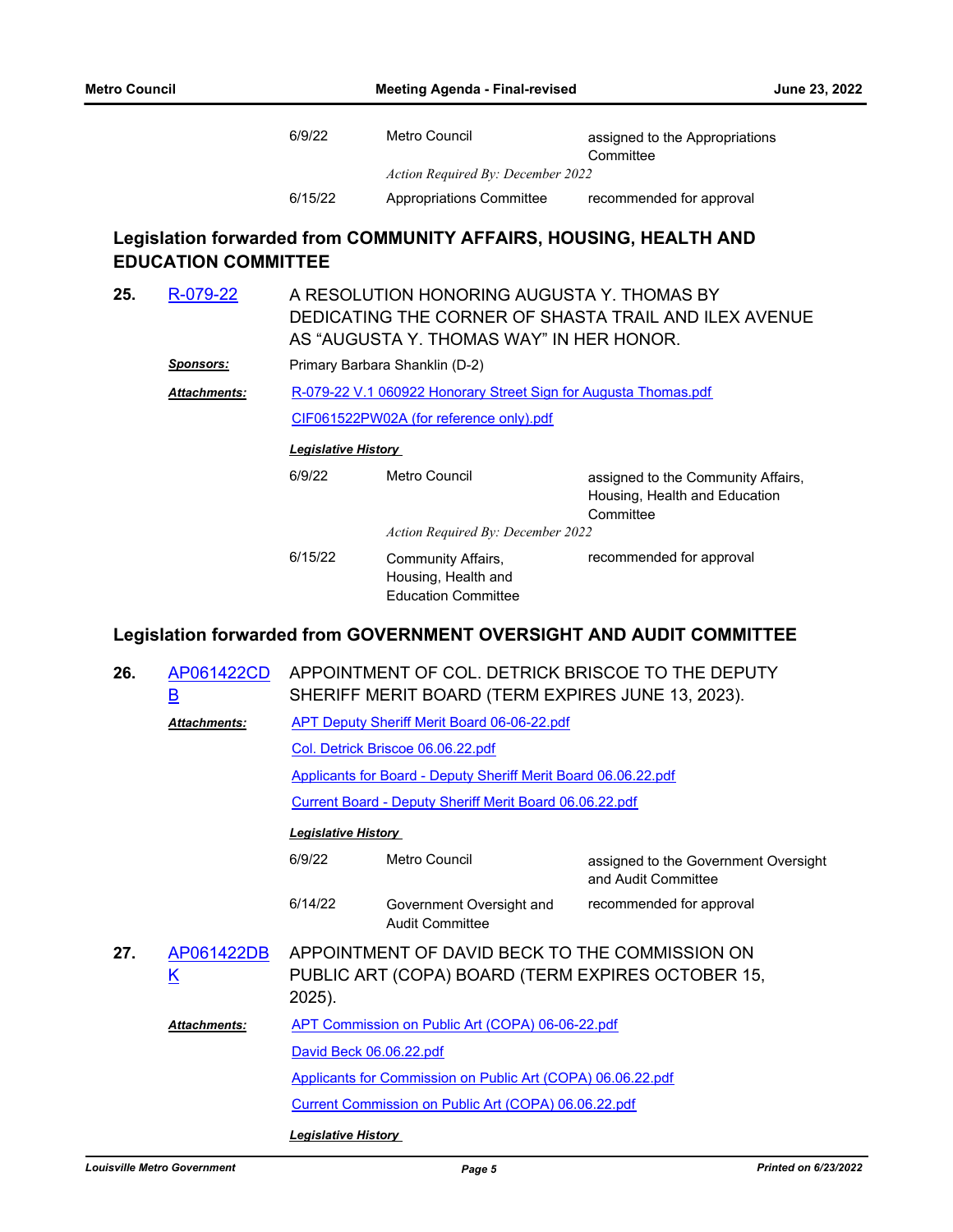| | | |
|---|---|---|
| 6/9/22 | Metro Council | assigned to the Appropriations Committee |
| | *Action Required By: December 2022* | |
| 6/15/22 | Appropriations Committee | recommended for approval |

## Legislation forwarded from COMMUNITY AFFAIRS, HOUSING, HEALTH AND EDUCATION COMMITTEE

**25.** R-079-22 A RESOLUTION HONORING AUGUSTA Y. THOMAS BY DEDICATING THE CORNER OF SHASTA TRAIL AND ILEX AVENUE AS "AUGUSTA Y. THOMAS WAY" IN HER HONOR.

***Sponsors:*** Primary Barbara Shanklin (D-2)

***Attachments:*** R-079-22 V.1 060922 Honorary Street Sign for Augusta Thomas.pdf

CIF061522PW02A (for reference only).pdf

***Legislative History***

| | | |
|---|---|---|
| 6/9/22 | Metro Council | assigned to the Community Affairs, Housing, Health and Education Committee |
| | *Action Required By: December 2022* | |
| 6/15/22 | Community Affairs, Housing, Health and Education Committee | recommended for approval |

## Legislation forwarded from GOVERNMENT OVERSIGHT AND AUDIT COMMITTEE

**26.** AP061422CDB APPOINTMENT OF COL. DETRICK BRISCOE TO THE DEPUTY SHERIFF MERIT BOARD (TERM EXPIRES JUNE 13, 2023).

***Attachments:*** APT Deputy Sheriff Merit Board 06-06-22.pdf

Col. Detrick Briscoe 06.06.22.pdf

Applicants for Board - Deputy Sheriff Merit Board 06.06.22.pdf

Current Board - Deputy Sheriff Merit Board 06.06.22.pdf

***Legislative History***

| | | |
|---|---|---|
| 6/9/22 | Metro Council | assigned to the Government Oversight and Audit Committee |
| 6/14/22 | Government Oversight and Audit Committee | recommended for approval |

**27.** AP061422DBK APPOINTMENT OF DAVID BECK TO THE COMMISSION ON PUBLIC ART (COPA) BOARD (TERM EXPIRES OCTOBER 15, 2025).

***Attachments:*** APT Commission on Public Art (COPA) 06-06-22.pdf

David Beck 06.06.22.pdf

Applicants for Commission on Public Art (COPA) 06.06.22.pdf

Current Commission on Public Art (COPA) 06.06.22.pdf

***Legislative History***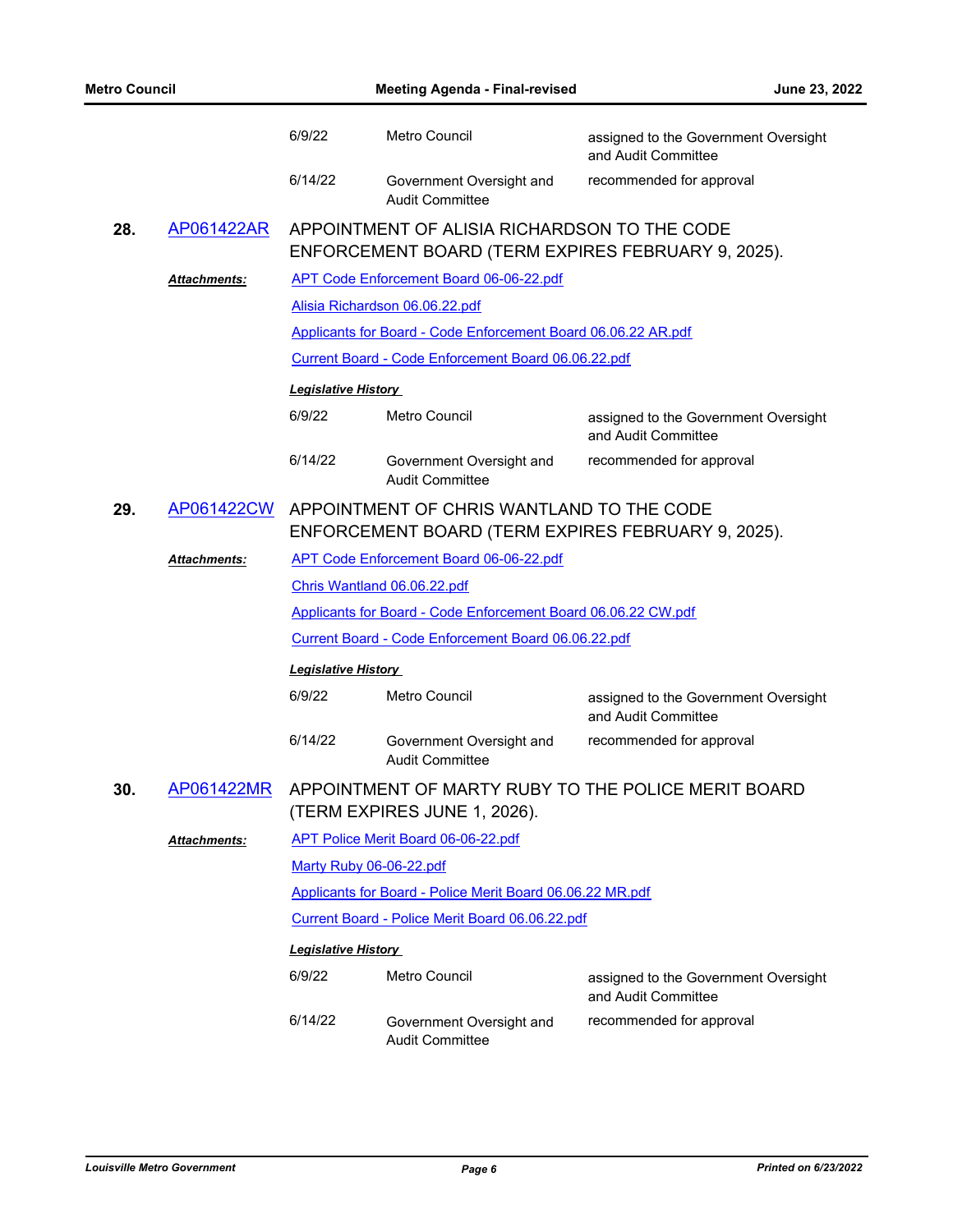| | | |
|---|---|---|
| 6/9/22 | Metro Council | assigned to the Government Oversight and Audit Committee |
| 6/14/22 | Government Oversight and Audit Committee | recommended for approval |

**28.** AP061422AR APPOINTMENT OF ALISIA RICHARDSON TO THE CODE ENFORCEMENT BOARD (TERM EXPIRES FEBRUARY 9, 2025).

***Attachments:***

APT Code Enforcement Board 06-06-22.pdf

Alisia Richardson 06.06.22.pdf

Applicants for Board - Code Enforcement Board 06.06.22 AR.pdf

Current Board - Code Enforcement Board 06.06.22.pdf

***Legislative History***

| | | |
|---|---|---|
| 6/9/22 | Metro Council | assigned to the Government Oversight and Audit Committee |
| 6/14/22 | Government Oversight and Audit Committee | recommended for approval |

**29.** AP061422CW APPOINTMENT OF CHRIS WANTLAND TO THE CODE ENFORCEMENT BOARD (TERM EXPIRES FEBRUARY 9, 2025).

***Attachments:***

APT Code Enforcement Board 06-06-22.pdf

Chris Wantland 06.06.22.pdf

Applicants for Board - Code Enforcement Board 06.06.22 CW.pdf

Current Board - Code Enforcement Board 06.06.22.pdf

***Legislative History***

| | | |
|---|---|---|
| 6/9/22 | Metro Council | assigned to the Government Oversight and Audit Committee |
| 6/14/22 | Government Oversight and Audit Committee | recommended for approval |

**30.** AP061422MR APPOINTMENT OF MARTY RUBY TO THE POLICE MERIT BOARD (TERM EXPIRES JUNE 1, 2026).

***Attachments:***

APT Police Merit Board 06-06-22.pdf

Marty Ruby 06-06-22.pdf

Applicants for Board - Police Merit Board 06.06.22 MR.pdf

Current Board - Police Merit Board 06.06.22.pdf

***Legislative History***

| | | |
|---|---|---|
| 6/9/22 | Metro Council | assigned to the Government Oversight and Audit Committee |
| 6/14/22 | Government Oversight and Audit Committee | recommended for approval |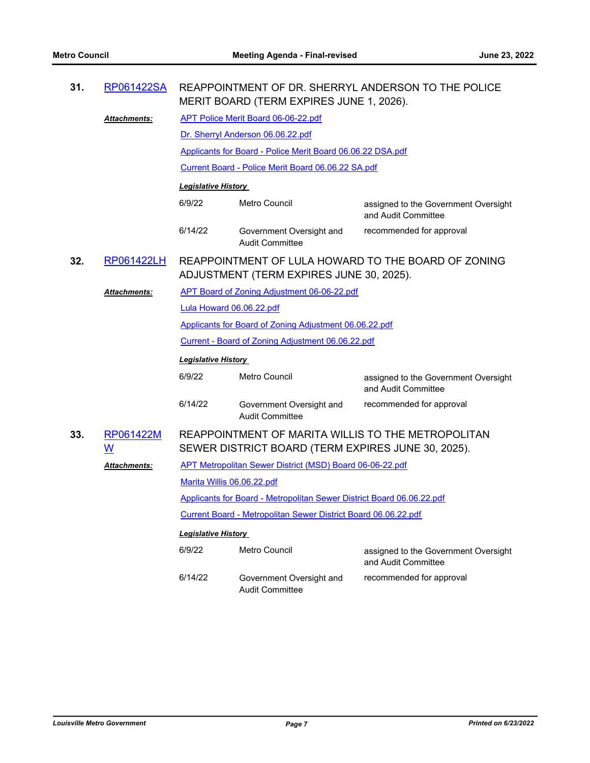**31.** RP061422SA — REAPPOINTMENT OF DR. SHERRYL ANDERSON TO THE POLICE MERIT BOARD (TERM EXPIRES JUNE 1, 2026).

***Attachments:*** APT Police Merit Board 06-06-22.pdf

Dr. Sherryl Anderson 06.06.22.pdf

Applicants for Board - Police Merit Board 06.06.22 DSA.pdf

Current Board - Police Merit Board 06.06.22 SA.pdf

***Legislative History***

| | | |
|---|---|---|
| 6/9/22 | Metro Council | assigned to the Government Oversight and Audit Committee |
| 6/14/22 | Government Oversight and Audit Committee | recommended for approval |

**32.** RP061422LH — REAPPOINTMENT OF LULA HOWARD TO THE BOARD OF ZONING ADJUSTMENT (TERM EXPIRES JUNE 30, 2025).

***Attachments:*** APT Board of Zoning Adjustment 06-06-22.pdf

Lula Howard 06.06.22.pdf

Applicants for Board of Zoning Adjustment 06.06.22.pdf

Current - Board of Zoning Adjustment 06.06.22.pdf

***Legislative History***

| | | |
|---|---|---|
| 6/9/22 | Metro Council | assigned to the Government Oversight and Audit Committee |
| 6/14/22 | Government Oversight and Audit Committee | recommended for approval |

**33.** RP061422MW — REAPPOINTMENT OF MARITA WILLIS TO THE METROPOLITAN SEWER DISTRICT BOARD (TERM EXPIRES JUNE 30, 2025).

***Attachments:*** APT Metropolitan Sewer District (MSD) Board 06-06-22.pdf

Marita Willis 06.06.22.pdf

Applicants for Board - Metropolitan Sewer District Board 06.06.22.pdf

Current Board - Metropolitan Sewer District Board 06.06.22.pdf

***Legislative History***

| | | |
|---|---|---|
| 6/9/22 | Metro Council | assigned to the Government Oversight and Audit Committee |
| 6/14/22 | Government Oversight and Audit Committee | recommended for approval |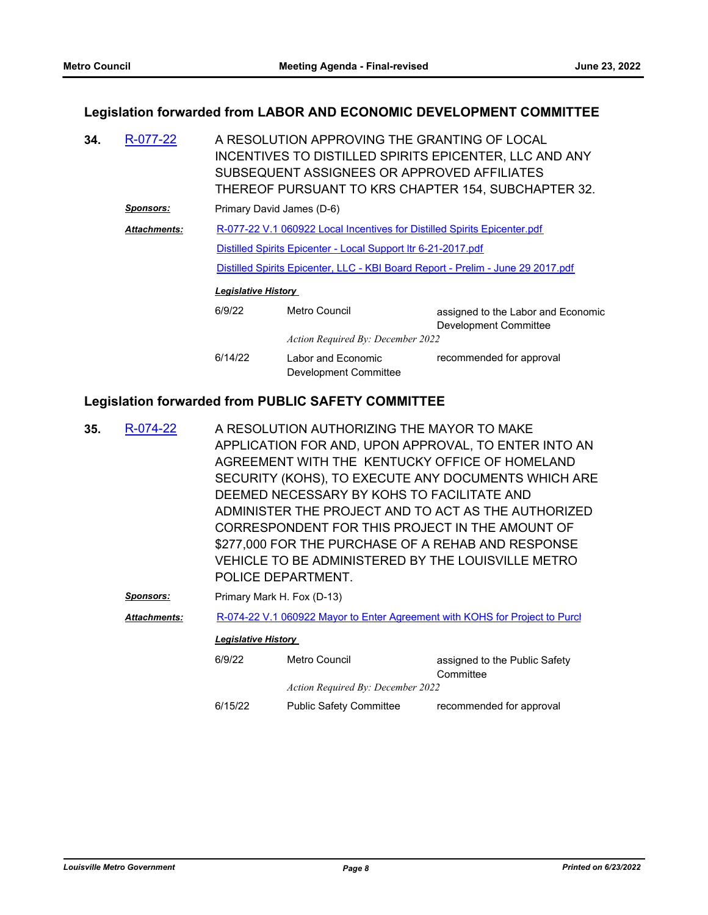## Legislation forwarded from LABOR AND ECONOMIC DEVELOPMENT COMMITTEE

**34.** R-077-22 — A RESOLUTION APPROVING THE GRANTING OF LOCAL INCENTIVES TO DISTILLED SPIRITS EPICENTER, LLC AND ANY SUBSEQUENT ASSIGNEES OR APPROVED AFFILIATES THEREOF PURSUANT TO KRS CHAPTER 154, SUBCHAPTER 32.

***Sponsors:*** Primary David James (D-6)

***Attachments:***
- R-077-22 V.1 060922 Local Incentives for Distilled Spirits Epicenter.pdf
- Distilled Spirits Epicenter - Local Support ltr 6-21-2017.pdf
- Distilled Spirits Epicenter, LLC - KBI Board Report - Prelim - June 29 2017.pdf

***Legislative History***

| Date | Body | Action |
|---|---|---|
| 6/9/22 | Metro Council | assigned to the Labor and Economic Development Committee |
| | *Action Required By: December 2022* | |
| 6/14/22 | Labor and Economic Development Committee | recommended for approval |

## Legislation forwarded from PUBLIC SAFETY COMMITTEE

**35.** R-074-22 — A RESOLUTION AUTHORIZING THE MAYOR TO MAKE APPLICATION FOR AND, UPON APPROVAL, TO ENTER INTO AN AGREEMENT WITH THE KENTUCKY OFFICE OF HOMELAND SECURITY (KOHS), TO EXECUTE ANY DOCUMENTS WHICH ARE DEEMED NECESSARY BY KOHS TO FACILITATE AND ADMINISTER THE PROJECT AND TO ACT AS THE AUTHORIZED CORRESPONDENT FOR THIS PROJECT IN THE AMOUNT OF $277,000 FOR THE PURCHASE OF A REHAB AND RESPONSE VEHICLE TO BE ADMINISTERED BY THE LOUISVILLE METRO POLICE DEPARTMENT.

***Sponsors:*** Primary Mark H. Fox (D-13)

***Attachments:***
- R-074-22 V.1 060922 Mayor to Enter Agreement with KOHS for Project to Purcl

***Legislative History***

| Date | Body | Action |
|---|---|---|
| 6/9/22 | Metro Council | assigned to the Public Safety Committee |
| | *Action Required By: December 2022* | |
| 6/15/22 | Public Safety Committee | recommended for approval |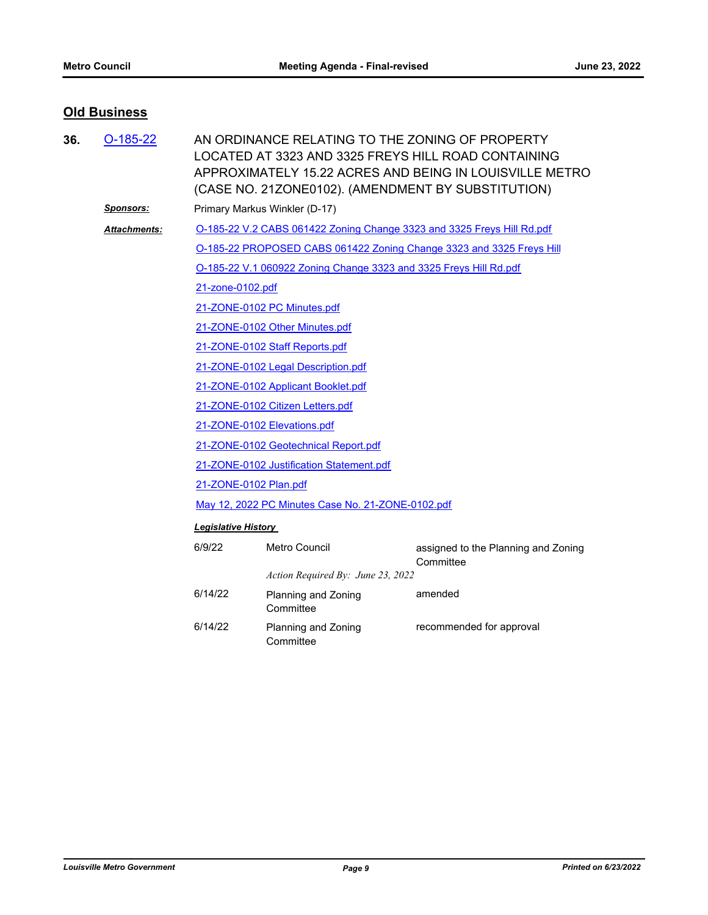## Old Business

**36.** O-185-22

AN ORDINANCE RELATING TO THE ZONING OF PROPERTY LOCATED AT 3323 AND 3325 FREYS HILL ROAD CONTAINING APPROXIMATELY 15.22 ACRES AND BEING IN LOUISVILLE METRO (CASE NO. 21ZONE0102). (AMENDMENT BY SUBSTITUTION)

***Sponsors:*** Primary Markus Winkler (D-17)

***Attachments:***
- O-185-22 V.2 CABS 061422 Zoning Change 3323 and 3325 Freys Hill Rd.pdf
- O-185-22 PROPOSED CABS 061422 Zoning Change 3323 and 3325 Freys Hill
- O-185-22 V.1 060922 Zoning Change 3323 and 3325 Freys Hill Rd.pdf
- 21-zone-0102.pdf
- 21-ZONE-0102 PC Minutes.pdf
- 21-ZONE-0102 Other Minutes.pdf
- 21-ZONE-0102 Staff Reports.pdf
- 21-ZONE-0102 Legal Description.pdf
- 21-ZONE-0102 Applicant Booklet.pdf
- 21-ZONE-0102 Citizen Letters.pdf
- 21-ZONE-0102 Elevations.pdf
- 21-ZONE-0102 Geotechnical Report.pdf
- 21-ZONE-0102 Justification Statement.pdf
- 21-ZONE-0102 Plan.pdf
- May 12, 2022 PC Minutes Case No. 21-ZONE-0102.pdf

***Legislative History***

| | | |
|---|---|---|
| 6/9/22 | Metro Council | assigned to the Planning and Zoning Committee |
| | *Action Required By: June 23, 2022* | |
| 6/14/22 | Planning and Zoning Committee | amended |
| 6/14/22 | Planning and Zoning Committee | recommended for approval |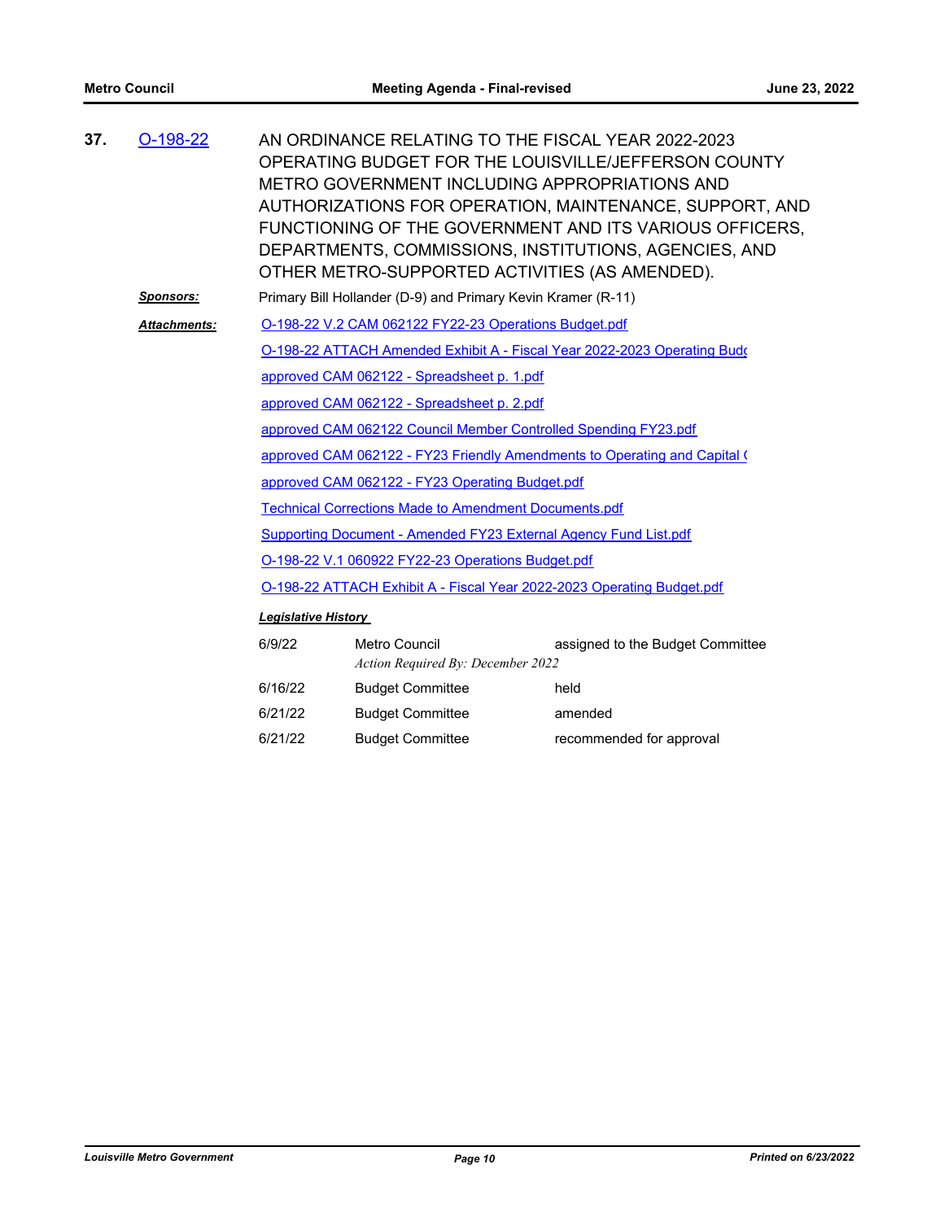**37.** O-198-22

AN ORDINANCE RELATING TO THE FISCAL YEAR 2022-2023 OPERATING BUDGET FOR THE LOUISVILLE/JEFFERSON COUNTY METRO GOVERNMENT INCLUDING APPROPRIATIONS AND AUTHORIZATIONS FOR OPERATION, MAINTENANCE, SUPPORT, AND FUNCTIONING OF THE GOVERNMENT AND ITS VARIOUS OFFICERS, DEPARTMENTS, COMMISSIONS, INSTITUTIONS, AGENCIES, AND OTHER METRO-SUPPORTED ACTIVITIES (AS AMENDED).

***Sponsors:*** Primary Bill Hollander (D-9) and Primary Kevin Kramer (R-11)

***Attachments:***
- O-198-22 V.2 CAM 062122 FY22-23 Operations Budget.pdf
- O-198-22 ATTACH Amended Exhibit A - Fiscal Year 2022-2023 Operating Budg
- approved CAM 062122 - Spreadsheet p. 1.pdf
- approved CAM 062122 - Spreadsheet p. 2.pdf
- approved CAM 062122 Council Member Controlled Spending FY23.pdf
- approved CAM 062122 - FY23 Friendly Amendments to Operating and Capital (
- approved CAM 062122 - FY23 Operating Budget.pdf
- Technical Corrections Made to Amendment Documents.pdf
- Supporting Document - Amended FY23 External Agency Fund List.pdf
- O-198-22 V.1 060922 FY22-23 Operations Budget.pdf
- O-198-22 ATTACH Exhibit A - Fiscal Year 2022-2023 Operating Budget.pdf

***Legislative History***

| Date | Body | Action |
|---|---|---|
| 6/9/22 | Metro Council<br>*Action Required By: December 2022* | assigned to the Budget Committee |
| 6/16/22 | Budget Committee | held |
| 6/21/22 | Budget Committee | amended |
| 6/21/22 | Budget Committee | recommended for approval |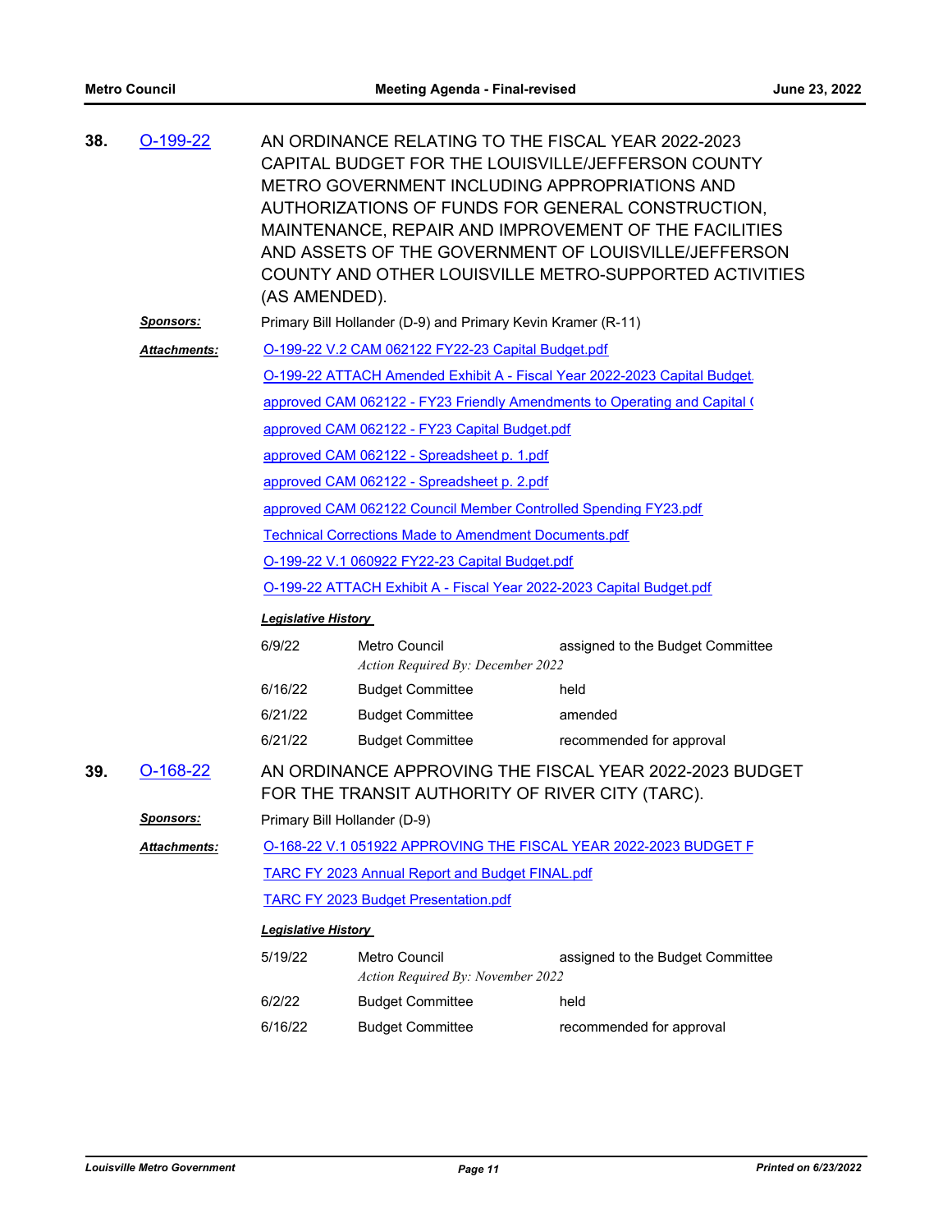**38.** O-199-22

AN ORDINANCE RELATING TO THE FISCAL YEAR 2022-2023 CAPITAL BUDGET FOR THE LOUISVILLE/JEFFERSON COUNTY METRO GOVERNMENT INCLUDING APPROPRIATIONS AND AUTHORIZATIONS OF FUNDS FOR GENERAL CONSTRUCTION, MAINTENANCE, REPAIR AND IMPROVEMENT OF THE FACILITIES AND ASSETS OF THE GOVERNMENT OF LOUISVILLE/JEFFERSON COUNTY AND OTHER LOUISVILLE METRO-SUPPORTED ACTIVITIES (AS AMENDED).

***Sponsors:*** Primary Bill Hollander (D-9) and Primary Kevin Kramer (R-11)

***Attachments:***
O-199-22 V.2 CAM 062122 FY22-23 Capital Budget.pdf
O-199-22 ATTACH Amended Exhibit A - Fiscal Year 2022-2023 Capital Budget.
approved CAM 062122 - FY23 Friendly Amendments to Operating and Capital (
approved CAM 062122 - FY23 Capital Budget.pdf
approved CAM 062122 - Spreadsheet p. 1.pdf
approved CAM 062122 - Spreadsheet p. 2.pdf
approved CAM 062122 Council Member Controlled Spending FY23.pdf
Technical Corrections Made to Amendment Documents.pdf
O-199-22 V.1 060922 FY22-23 Capital Budget.pdf
O-199-22 ATTACH Exhibit A - Fiscal Year 2022-2023 Capital Budget.pdf

***Legislative History***

| Date | Body | Action |
|---|---|---|
| 6/9/22 | Metro Council<br>*Action Required By: December 2022* | assigned to the Budget Committee |
| 6/16/22 | Budget Committee | held |
| 6/21/22 | Budget Committee | amended |
| 6/21/22 | Budget Committee | recommended for approval |

**39.** O-168-22

AN ORDINANCE APPROVING THE FISCAL YEAR 2022-2023 BUDGET FOR THE TRANSIT AUTHORITY OF RIVER CITY (TARC).

***Sponsors:*** Primary Bill Hollander (D-9)

***Attachments:***
O-168-22 V.1 051922 APPROVING THE FISCAL YEAR 2022-2023 BUDGET F
TARC FY 2023 Annual Report and Budget FINAL.pdf
TARC FY 2023 Budget Presentation.pdf

***Legislative History***

| Date | Body | Action |
|---|---|---|
| 5/19/22 | Metro Council<br>*Action Required By: November 2022* | assigned to the Budget Committee |
| 6/2/22 | Budget Committee | held |
| 6/16/22 | Budget Committee | recommended for approval |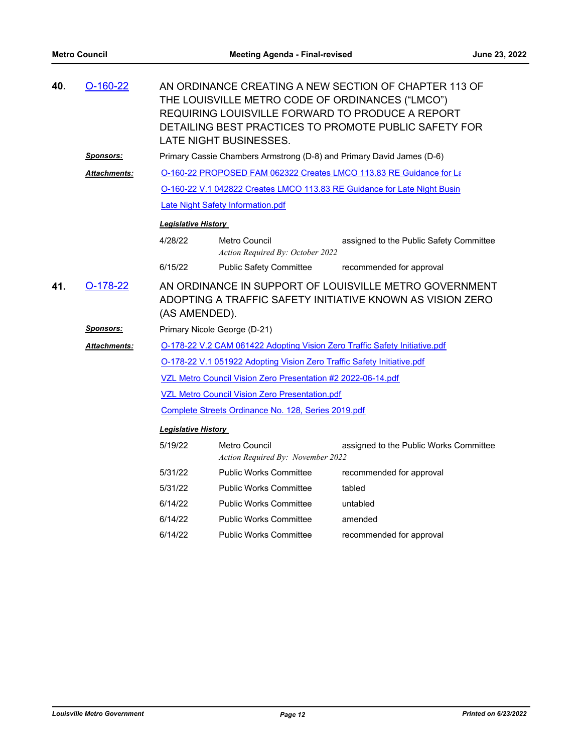**40.** O-160-22

AN ORDINANCE CREATING A NEW SECTION OF CHAPTER 113 OF THE LOUISVILLE METRO CODE OF ORDINANCES (“LMCO”) REQUIRING LOUISVILLE FORWARD TO PRODUCE A REPORT DETAILING BEST PRACTICES TO PROMOTE PUBLIC SAFETY FOR LATE NIGHT BUSINESSES.

***Sponsors:*** Primary Cassie Chambers Armstrong (D-8) and Primary David James (D-6)

***Attachments:***
O-160-22 PROPOSED FAM 062322 Creates LMCO 113.83 RE Guidance for La
O-160-22 V.1 042822 Creates LMCO 113.83 RE Guidance for Late Night Busin
Late Night Safety Information.pdf

***Legislative History***

| | | |
|---|---|---|
| 4/28/22 | Metro Council<br>*Action Required By: October 2022* | assigned to the Public Safety Committee |
| 6/15/22 | Public Safety Committee | recommended for approval |

**41.** O-178-22

AN ORDINANCE IN SUPPORT OF LOUISVILLE METRO GOVERNMENT ADOPTING A TRAFFIC SAFETY INITIATIVE KNOWN AS VISION ZERO (AS AMENDED).

***Sponsors:*** Primary Nicole George (D-21)

***Attachments:***
O-178-22 V.2 CAM 061422 Adopting Vision Zero Traffic Safety Initiative.pdf
O-178-22 V.1 051922 Adopting Vision Zero Traffic Safety Initiative.pdf
VZL Metro Council Vision Zero Presentation #2 2022-06-14.pdf
VZL Metro Council Vision Zero Presentation.pdf
Complete Streets Ordinance No. 128, Series 2019.pdf

***Legislative History***

| | | |
|---|---|---|
| 5/19/22 | Metro Council<br>*Action Required By: November 2022* | assigned to the Public Works Committee |
| 5/31/22 | Public Works Committee | recommended for approval |
| 5/31/22 | Public Works Committee | tabled |
| 6/14/22 | Public Works Committee | untabled |
| 6/14/22 | Public Works Committee | amended |
| 6/14/22 | Public Works Committee | recommended for approval |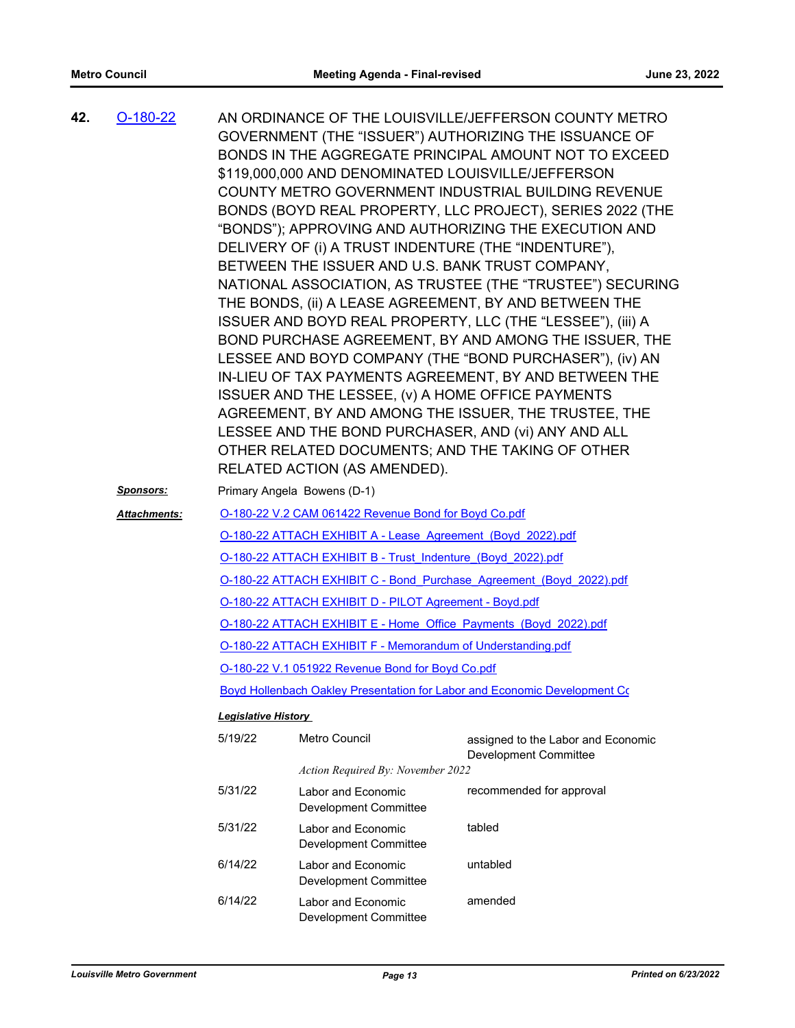**42.** O-180-22

AN ORDINANCE OF THE LOUISVILLE/JEFFERSON COUNTY METRO GOVERNMENT (THE "ISSUER") AUTHORIZING THE ISSUANCE OF BONDS IN THE AGGREGATE PRINCIPAL AMOUNT NOT TO EXCEED $119,000,000 AND DENOMINATED LOUISVILLE/JEFFERSON COUNTY METRO GOVERNMENT INDUSTRIAL BUILDING REVENUE BONDS (BOYD REAL PROPERTY, LLC PROJECT), SERIES 2022 (THE "BONDS"); APPROVING AND AUTHORIZING THE EXECUTION AND DELIVERY OF (i) A TRUST INDENTURE (THE "INDENTURE"), BETWEEN THE ISSUER AND U.S. BANK TRUST COMPANY, NATIONAL ASSOCIATION, AS TRUSTEE (THE "TRUSTEE") SECURING THE BONDS, (ii) A LEASE AGREEMENT, BY AND BETWEEN THE ISSUER AND BOYD REAL PROPERTY, LLC (THE "LESSEE"), (iii) A BOND PURCHASE AGREEMENT, BY AND AMONG THE ISSUER, THE LESSEE AND BOYD COMPANY (THE "BOND PURCHASER"), (iv) AN IN-LIEU OF TAX PAYMENTS AGREEMENT, BY AND BETWEEN THE ISSUER AND THE LESSEE, (v) A HOME OFFICE PAYMENTS AGREEMENT, BY AND AMONG THE ISSUER, THE TRUSTEE, THE LESSEE AND THE BOND PURCHASER, AND (vi) ANY AND ALL OTHER RELATED DOCUMENTS; AND THE TAKING OF OTHER RELATED ACTION (AS AMENDED).

***Sponsors:*** Primary Angela Bowens (D-1)

***Attachments:***

O-180-22 V.2 CAM 061422 Revenue Bond for Boyd Co.pdf
O-180-22 ATTACH EXHIBIT A - Lease_Agreement_(Boyd_2022).pdf
O-180-22 ATTACH EXHIBIT B - Trust_Indenture_(Boyd_2022).pdf
O-180-22 ATTACH EXHIBIT C - Bond_Purchase_Agreement_(Boyd_2022).pdf
O-180-22 ATTACH EXHIBIT D - PILOT Agreement - Boyd.pdf
O-180-22 ATTACH EXHIBIT E - Home_Office_Payments_(Boyd_2022).pdf
O-180-22 ATTACH EXHIBIT F - Memorandum of Understanding.pdf
O-180-22 V.1 051922 Revenue Bond for Boyd Co.pdf
Boyd Hollenbach Oakley Presentation for Labor and Economic Development Cc

***Legislative History***

| Date | Body | Action |
|---|---|---|
| 5/19/22 | Metro Council<br>*Action Required By: November 2022* | assigned to the Labor and Economic Development Committee |
| 5/31/22 | Labor and Economic Development Committee | recommended for approval |
| 5/31/22 | Labor and Economic Development Committee | tabled |
| 6/14/22 | Labor and Economic Development Committee | untabled |
| 6/14/22 | Labor and Economic Development Committee | amended |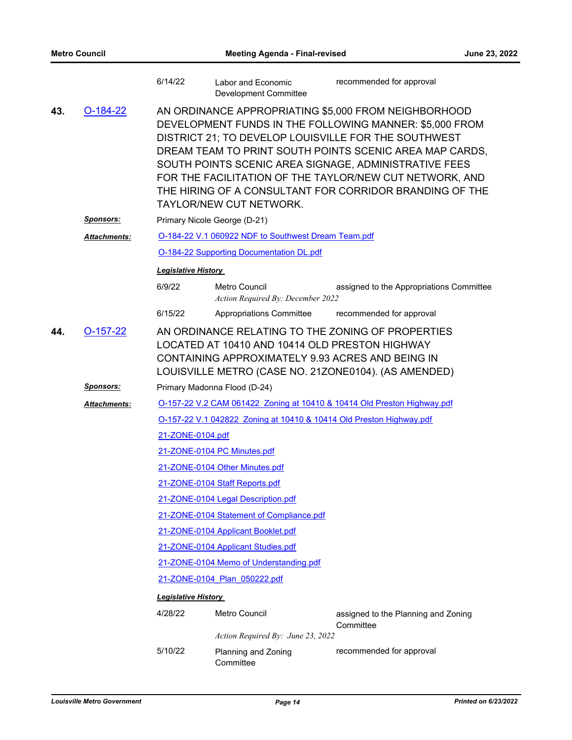| | | | |
|---|---|---|---|
| 6/14/22 | Labor and Economic Development Committee | recommended for approval | |

**43.** O-184-22

AN ORDINANCE APPROPRIATING $5,000 FROM NEIGHBORHOOD DEVELOPMENT FUNDS IN THE FOLLOWING MANNER: $5,000 FROM DISTRICT 21; TO DEVELOP LOUISVILLE FOR THE SOUTHWEST DREAM TEAM TO PRINT SOUTH POINTS SCENIC AREA MAP CARDS, SOUTH POINTS SCENIC AREA SIGNAGE, ADMINISTRATIVE FEES FOR THE FACILITATION OF THE TAYLOR/NEW CUT NETWORK, AND THE HIRING OF A CONSULTANT FOR CORRIDOR BRANDING OF THE TAYLOR/NEW CUT NETWORK.

***Sponsors:*** Primary Nicole George (D-21)

***Attachments:*** O-184-22 V.1 060922 NDF to Southwest Dream Team.pdf

O-184-22 Supporting Documentation DL.pdf

***Legislative History***

| Date | Body | Action |
|---|---|---|
| 6/9/22 | Metro Council<br>*Action Required By: December 2022* | assigned to the Appropriations Committee |
| 6/15/22 | Appropriations Committee | recommended for approval |

**44.** O-157-22

AN ORDINANCE RELATING TO THE ZONING OF PROPERTIES LOCATED AT 10410 AND 10414 OLD PRESTON HIGHWAY CONTAINING APPROXIMATELY 9.93 ACRES AND BEING IN LOUISVILLE METRO (CASE NO. 21ZONE0104). (AS AMENDED)

***Sponsors:*** Primary Madonna Flood (D-24)

***Attachments:*** O-157-22 V.2 CAM 061422 Zoning at 10410 & 10414 Old Preston Highway.pdf

O-157-22 V.1 042822 Zoning at 10410 & 10414 Old Preston Highway.pdf

21-ZONE-0104.pdf

21-ZONE-0104 PC Minutes.pdf

21-ZONE-0104 Other Minutes.pdf

21-ZONE-0104 Staff Reports.pdf

21-ZONE-0104 Legal Description.pdf

21-ZONE-0104 Statement of Compliance.pdf

21-ZONE-0104 Applicant Booklet.pdf

21-ZONE-0104 Applicant Studies.pdf

21-ZONE-0104 Memo of Understanding.pdf

21-ZONE-0104_Plan_050222.pdf

***Legislative History***

| Date | Body | Action |
|---|---|---|
| 4/28/22 | Metro Council<br>*Action Required By: June 23, 2022* | assigned to the Planning and Zoning Committee |
| 5/10/22 | Planning and Zoning Committee | recommended for approval |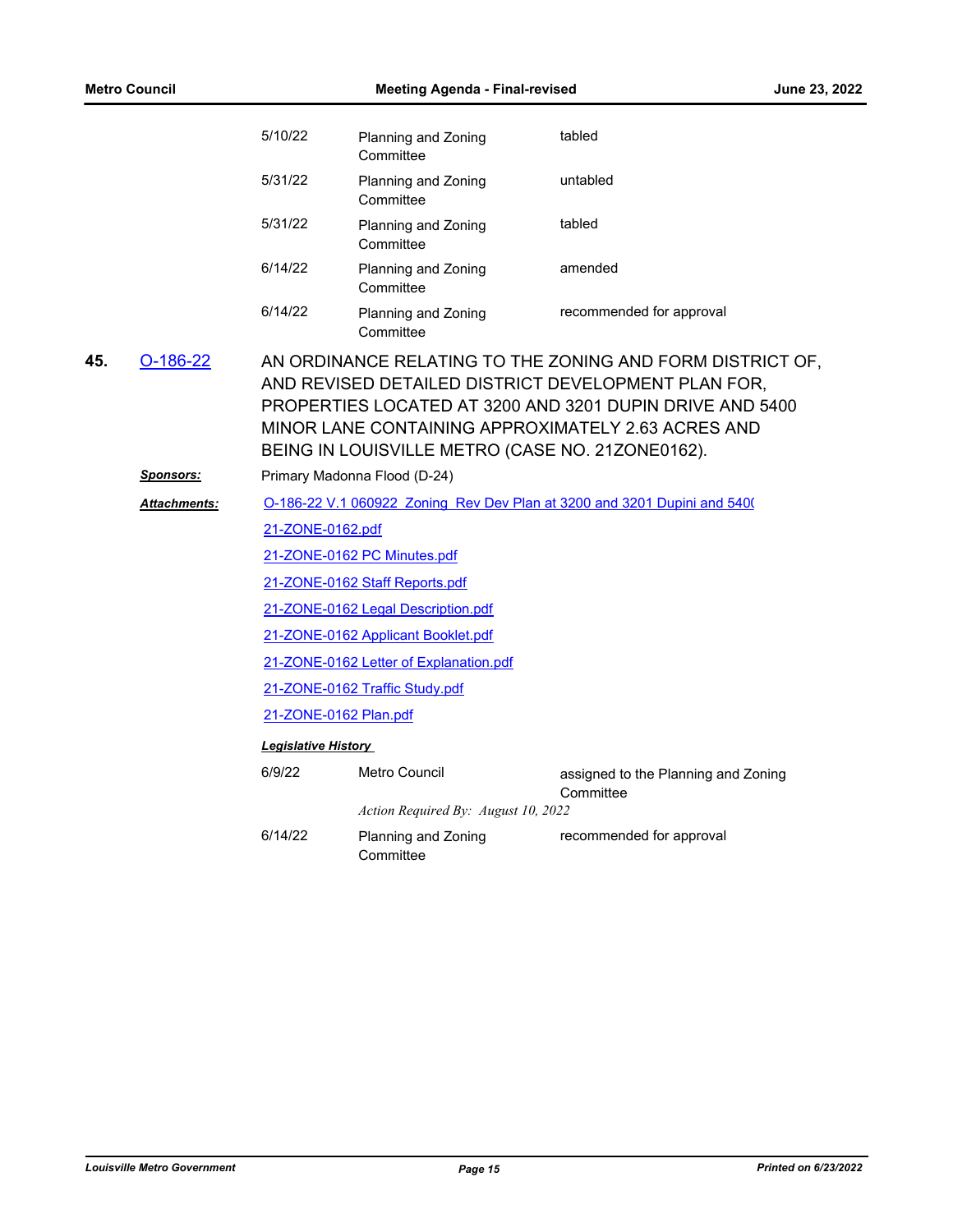| | | |
|---|---|---|
| 5/10/22 | Planning and Zoning Committee | tabled |
| 5/31/22 | Planning and Zoning Committee | untabled |
| 5/31/22 | Planning and Zoning Committee | tabled |
| 6/14/22 | Planning and Zoning Committee | amended |
| 6/14/22 | Planning and Zoning Committee | recommended for approval |

**45.** O-186-22

AN ORDINANCE RELATING TO THE ZONING AND FORM DISTRICT OF, AND REVISED DETAILED DISTRICT DEVELOPMENT PLAN FOR, PROPERTIES LOCATED AT 3200 AND 3201 DUPIN DRIVE AND 5400 MINOR LANE CONTAINING APPROXIMATELY 2.63 ACRES AND BEING IN LOUISVILLE METRO (CASE NO. 21ZONE0162).

***Sponsors:*** Primary Madonna Flood (D-24)

***Attachments:***
O-186-22 V.1 060922 Zoning Rev Dev Plan at 3200 and 3201 Dupini and 540(
21-ZONE-0162.pdf
21-ZONE-0162 PC Minutes.pdf
21-ZONE-0162 Staff Reports.pdf
21-ZONE-0162 Legal Description.pdf
21-ZONE-0162 Applicant Booklet.pdf
21-ZONE-0162 Letter of Explanation.pdf
21-ZONE-0162 Traffic Study.pdf
21-ZONE-0162 Plan.pdf

***Legislative History***

| | | |
|---|---|---|
| 6/9/22 | Metro Council<br>*Action Required By: August 10, 2022* | assigned to the Planning and Zoning Committee |
| 6/14/22 | Planning and Zoning Committee | recommended for approval |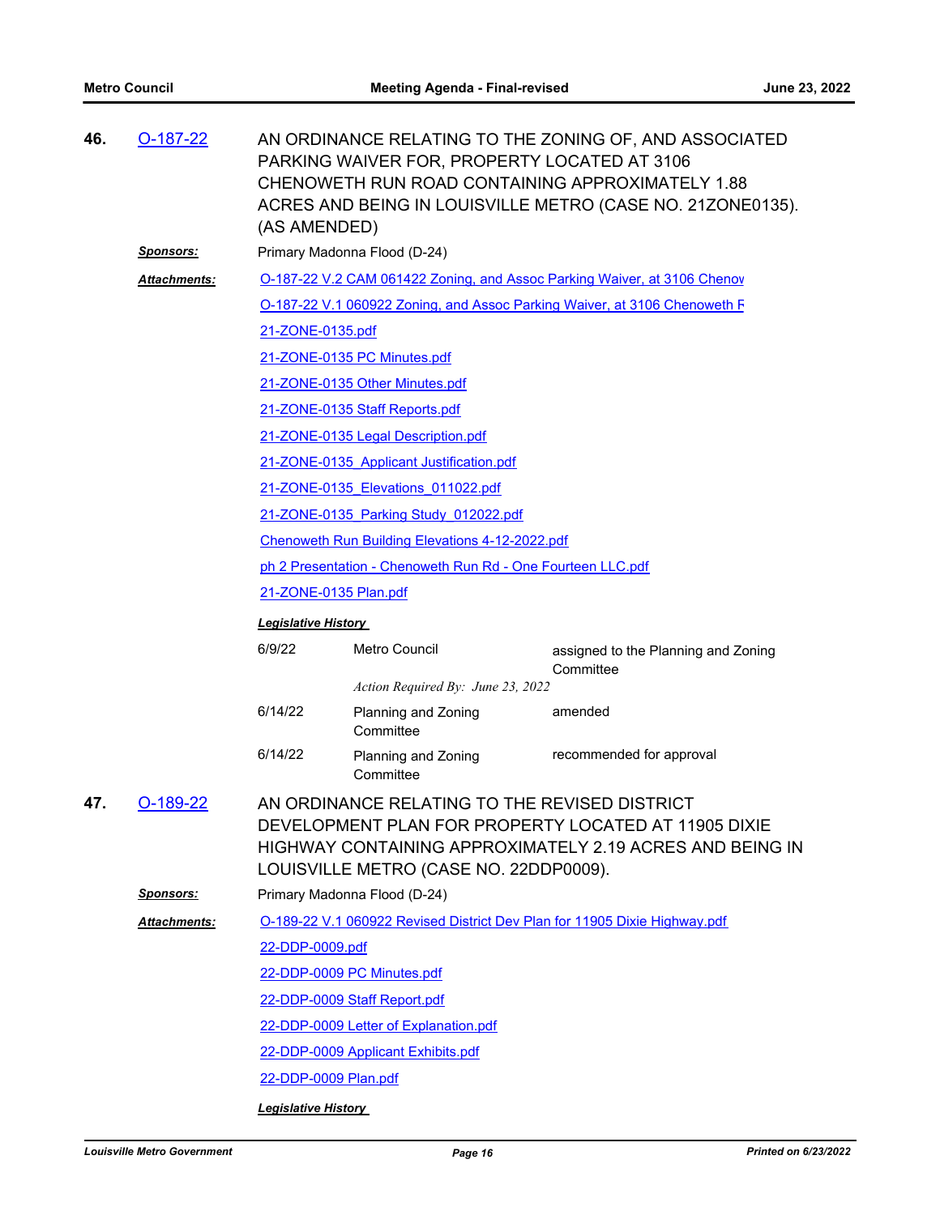**46.** O-187-22

AN ORDINANCE RELATING TO THE ZONING OF, AND ASSOCIATED PARKING WAIVER FOR, PROPERTY LOCATED AT 3106 CHENOWETH RUN ROAD CONTAINING APPROXIMATELY 1.88 ACRES AND BEING IN LOUISVILLE METRO (CASE NO. 21ZONE0135). (AS AMENDED)

***Sponsors:*** Primary Madonna Flood (D-24)

***Attachments:***
O-187-22 V.2 CAM 061422 Zoning, and Assoc Parking Waiver, at 3106 Chenov
O-187-22 V.1 060922 Zoning, and Assoc Parking Waiver, at 3106 Chenoweth F
21-ZONE-0135.pdf
21-ZONE-0135 PC Minutes.pdf
21-ZONE-0135 Other Minutes.pdf
21-ZONE-0135 Staff Reports.pdf
21-ZONE-0135 Legal Description.pdf
21-ZONE-0135_Applicant Justification.pdf
21-ZONE-0135_Elevations_011022.pdf
21-ZONE-0135_Parking Study_012022.pdf
Chenoweth Run Building Elevations 4-12-2022.pdf
ph 2 Presentation - Chenoweth Run Rd - One Fourteen LLC.pdf
21-ZONE-0135 Plan.pdf

***Legislative History***

| | | |
|---|---|---|
| 6/9/22 | Metro Council | assigned to the Planning and Zoning Committee |
| | *Action Required By: June 23, 2022* | |
| 6/14/22 | Planning and Zoning Committee | amended |
| 6/14/22 | Planning and Zoning Committee | recommended for approval |

**47.** O-189-22

AN ORDINANCE RELATING TO THE REVISED DISTRICT DEVELOPMENT PLAN FOR PROPERTY LOCATED AT 11905 DIXIE HIGHWAY CONTAINING APPROXIMATELY 2.19 ACRES AND BEING IN LOUISVILLE METRO (CASE NO. 22DDP0009).

***Sponsors:*** Primary Madonna Flood (D-24)

***Attachments:***
O-189-22 V.1 060922 Revised District Dev Plan for 11905 Dixie Highway.pdf
22-DDP-0009.pdf
22-DDP-0009 PC Minutes.pdf
22-DDP-0009 Staff Report.pdf
22-DDP-0009 Letter of Explanation.pdf
22-DDP-0009 Applicant Exhibits.pdf
22-DDP-0009 Plan.pdf

***Legislative History***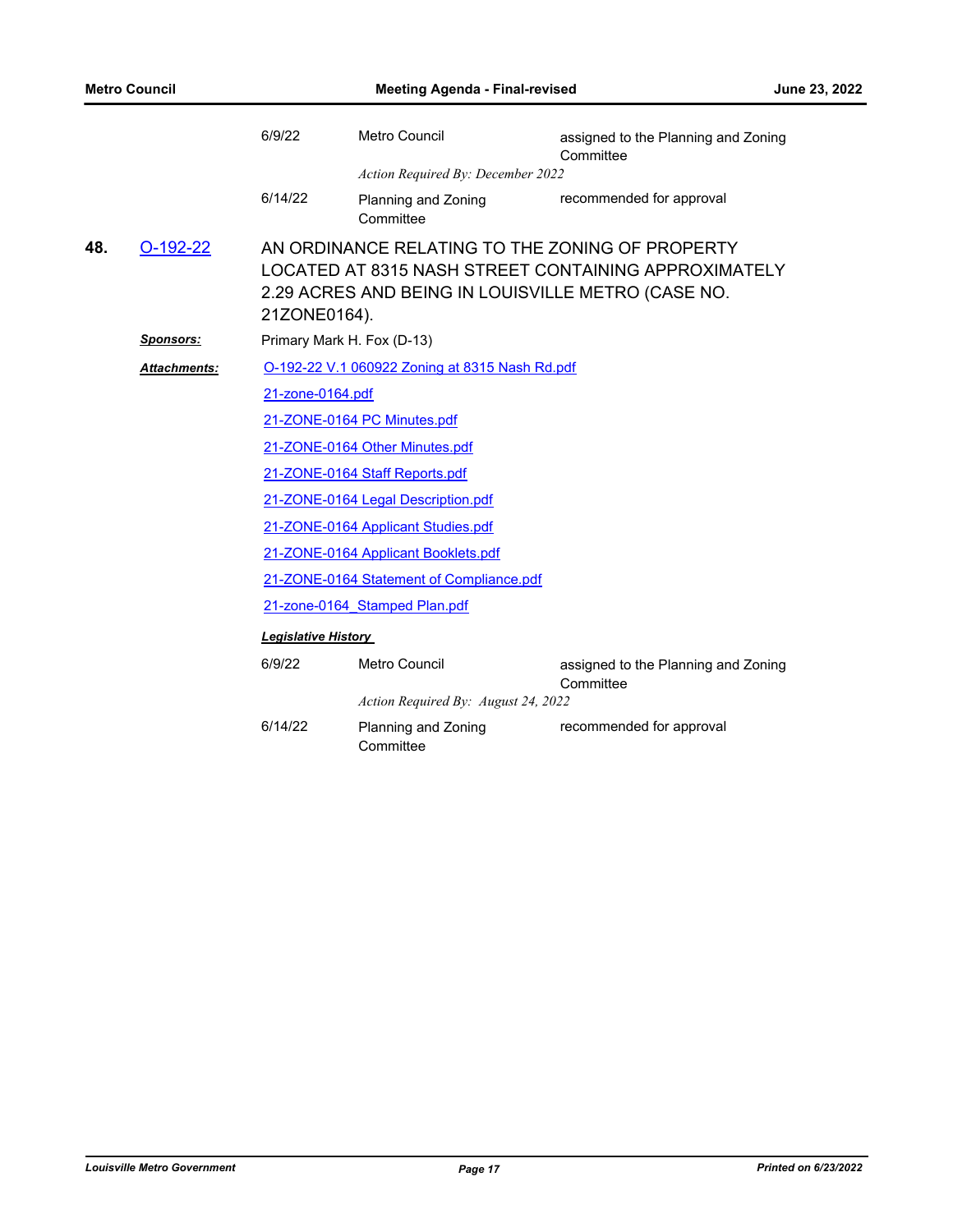| | | |
|---|---|---|
| 6/9/22 | Metro Council | assigned to the Planning and Zoning Committee |
| | *Action Required By: December 2022* | |
| 6/14/22 | Planning and Zoning Committee | recommended for approval |

**48.** O-192-22

AN ORDINANCE RELATING TO THE ZONING OF PROPERTY LOCATED AT 8315 NASH STREET CONTAINING APPROXIMATELY 2.29 ACRES AND BEING IN LOUISVILLE METRO (CASE NO. 21ZONE0164).

***Sponsors:*** Primary Mark H. Fox (D-13)

***Attachments:***

- O-192-22 V.1 060922 Zoning at 8315 Nash Rd.pdf
- 21-zone-0164.pdf
- 21-ZONE-0164 PC Minutes.pdf
- 21-ZONE-0164 Other Minutes.pdf
- 21-ZONE-0164 Staff Reports.pdf
- 21-ZONE-0164 Legal Description.pdf
- 21-ZONE-0164 Applicant Studies.pdf
- 21-ZONE-0164 Applicant Booklets.pdf
- 21-ZONE-0164 Statement of Compliance.pdf
- 21-zone-0164_Stamped Plan.pdf

***Legislative History***

| | | |
|---|---|---|
| 6/9/22 | Metro Council | assigned to the Planning and Zoning Committee |
| | *Action Required By: August 24, 2022* | |
| 6/14/22 | Planning and Zoning Committee | recommended for approval |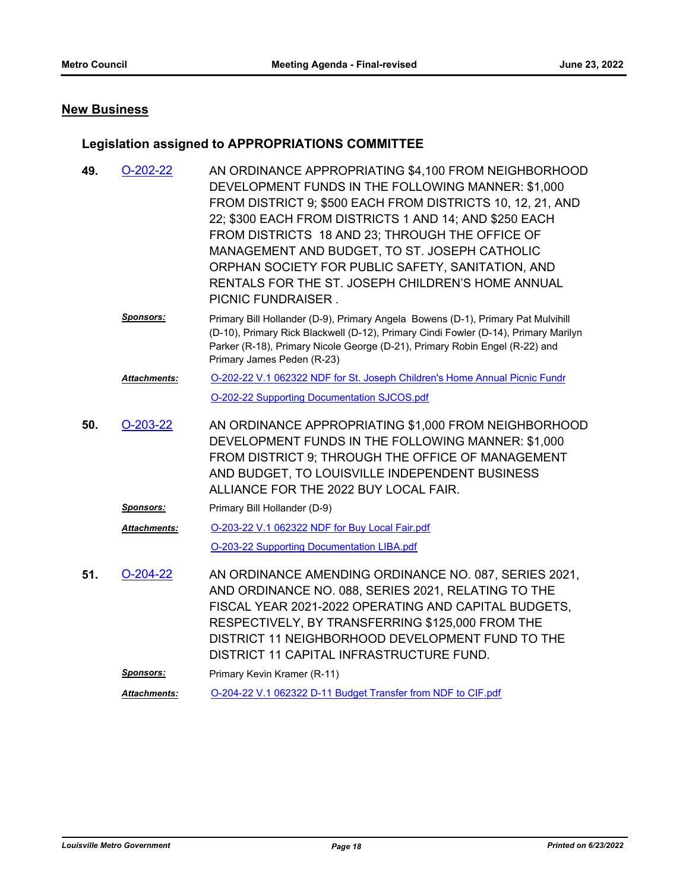## New Business

### Legislation assigned to APPROPRIATIONS COMMITTEE

**49.** O-202-22

AN ORDINANCE APPROPRIATING $4,100 FROM NEIGHBORHOOD DEVELOPMENT FUNDS IN THE FOLLOWING MANNER: $1,000 FROM DISTRICT 9; $500 EACH FROM DISTRICTS 10, 12, 21, AND 22; $300 EACH FROM DISTRICTS 1 AND 14; AND $250 EACH FROM DISTRICTS 18 AND 23; THROUGH THE OFFICE OF MANAGEMENT AND BUDGET, TO ST. JOSEPH CATHOLIC ORPHAN SOCIETY FOR PUBLIC SAFETY, SANITATION, AND RENTALS FOR THE ST. JOSEPH CHILDREN'S HOME ANNUAL PICNIC FUNDRAISER .

***Sponsors:*** Primary Bill Hollander (D-9), Primary Angela Bowens (D-1), Primary Pat Mulvihill (D-10), Primary Rick Blackwell (D-12), Primary Cindi Fowler (D-14), Primary Marilyn Parker (R-18), Primary Nicole George (D-21), Primary Robin Engel (R-22) and Primary James Peden (R-23)

***Attachments:*** O-202-22 V.1 062322 NDF for St. Joseph Children's Home Annual Picnic Fundr

O-202-22 Supporting Documentation SJCOS.pdf

**50.** O-203-22

AN ORDINANCE APPROPRIATING $1,000 FROM NEIGHBORHOOD DEVELOPMENT FUNDS IN THE FOLLOWING MANNER: $1,000 FROM DISTRICT 9; THROUGH THE OFFICE OF MANAGEMENT AND BUDGET, TO LOUISVILLE INDEPENDENT BUSINESS ALLIANCE FOR THE 2022 BUY LOCAL FAIR.

***Sponsors:*** Primary Bill Hollander (D-9)

***Attachments:*** O-203-22 V.1 062322 NDF for Buy Local Fair.pdf

O-203-22 Supporting Documentation LIBA.pdf

**51.** O-204-22

AN ORDINANCE AMENDING ORDINANCE NO. 087, SERIES 2021, AND ORDINANCE NO. 088, SERIES 2021, RELATING TO THE FISCAL YEAR 2021-2022 OPERATING AND CAPITAL BUDGETS, RESPECTIVELY, BY TRANSFERRING $125,000 FROM THE DISTRICT 11 NEIGHBORHOOD DEVELOPMENT FUND TO THE DISTRICT 11 CAPITAL INFRASTRUCTURE FUND.

***Sponsors:*** Primary Kevin Kramer (R-11)

***Attachments:*** O-204-22 V.1 062322 D-11 Budget Transfer from NDF to CIF.pdf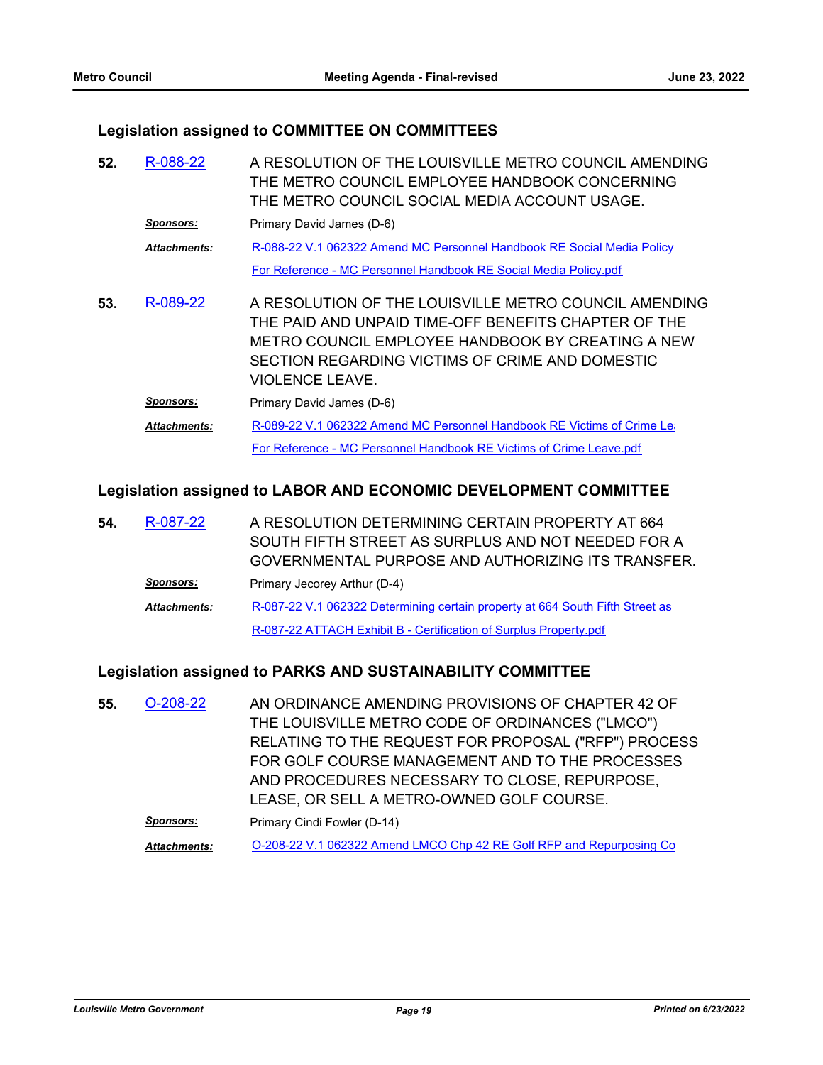### Legislation assigned to COMMITTEE ON COMMITTEES

**52.** R-088-22 A RESOLUTION OF THE LOUISVILLE METRO COUNCIL AMENDING THE METRO COUNCIL EMPLOYEE HANDBOOK CONCERNING THE METRO COUNCIL SOCIAL MEDIA ACCOUNT USAGE.

***Sponsors:*** Primary David James (D-6)

***Attachments:*** R-088-22 V.1 062322 Amend MC Personnel Handbook RE Social Media Policy.

For Reference - MC Personnel Handbook RE Social Media Policy.pdf

**53.** R-089-22 A RESOLUTION OF THE LOUISVILLE METRO COUNCIL AMENDING THE PAID AND UNPAID TIME-OFF BENEFITS CHAPTER OF THE METRO COUNCIL EMPLOYEE HANDBOOK BY CREATING A NEW SECTION REGARDING VICTIMS OF CRIME AND DOMESTIC VIOLENCE LEAVE.

***Sponsors:*** Primary David James (D-6)

***Attachments:*** R-089-22 V.1 062322 Amend MC Personnel Handbook RE Victims of Crime Lea

For Reference - MC Personnel Handbook RE Victims of Crime Leave.pdf

### Legislation assigned to LABOR AND ECONOMIC DEVELOPMENT COMMITTEE

**54.** R-087-22 A RESOLUTION DETERMINING CERTAIN PROPERTY AT 664 SOUTH FIFTH STREET AS SURPLUS AND NOT NEEDED FOR A GOVERNMENTAL PURPOSE AND AUTHORIZING ITS TRANSFER.

***Sponsors:*** Primary Jecorey Arthur (D-4)

***Attachments:*** R-087-22 V.1 062322 Determining certain property at 664 South Fifth Street as

R-087-22 ATTACH Exhibit B - Certification of Surplus Property.pdf

### Legislation assigned to PARKS AND SUSTAINABILITY COMMITTEE

**55.** O-208-22 AN ORDINANCE AMENDING PROVISIONS OF CHAPTER 42 OF THE LOUISVILLE METRO CODE OF ORDINANCES ("LMCO") RELATING TO THE REQUEST FOR PROPOSAL ("RFP") PROCESS FOR GOLF COURSE MANAGEMENT AND TO THE PROCESSES AND PROCEDURES NECESSARY TO CLOSE, REPURPOSE, LEASE, OR SELL A METRO-OWNED GOLF COURSE.

***Sponsors:*** Primary Cindi Fowler (D-14)

***Attachments:*** O-208-22 V.1 062322 Amend LMCO Chp 42 RE Golf RFP and Repurposing Co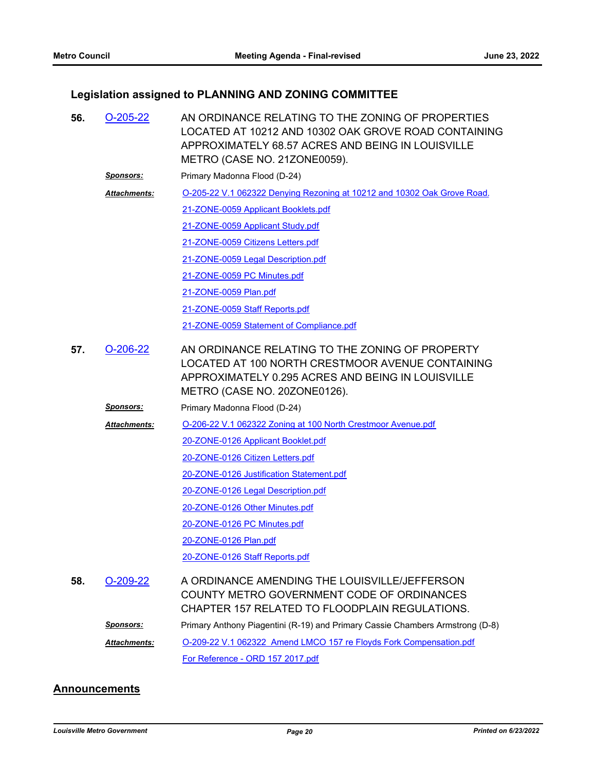## Legislation assigned to PLANNING AND ZONING COMMITTEE

**56.** O-205-22

AN ORDINANCE RELATING TO THE ZONING OF PROPERTIES LOCATED AT 10212 AND 10302 OAK GROVE ROAD CONTAINING APPROXIMATELY 68.57 ACRES AND BEING IN LOUISVILLE METRO (CASE NO. 21ZONE0059).

***Sponsors:*** Primary Madonna Flood (D-24)

***Attachments:***
- O-205-22 V.1 062322 Denying Rezoning at 10212 and 10302 Oak Grove Road.
- 21-ZONE-0059 Applicant Booklets.pdf
- 21-ZONE-0059 Applicant Study.pdf
- 21-ZONE-0059 Citizens Letters.pdf
- 21-ZONE-0059 Legal Description.pdf
- 21-ZONE-0059 PC Minutes.pdf
- 21-ZONE-0059 Plan.pdf
- 21-ZONE-0059 Staff Reports.pdf
- 21-ZONE-0059 Statement of Compliance.pdf

**57.** O-206-22

AN ORDINANCE RELATING TO THE ZONING OF PROPERTY LOCATED AT 100 NORTH CRESTMOOR AVENUE CONTAINING APPROXIMATELY 0.295 ACRES AND BEING IN LOUISVILLE METRO (CASE NO. 20ZONE0126).

***Sponsors:*** Primary Madonna Flood (D-24)

***Attachments:***
- O-206-22 V.1 062322 Zoning at 100 North Crestmoor Avenue.pdf
- 20-ZONE-0126 Applicant Booklet.pdf
- 20-ZONE-0126 Citizen Letters.pdf
- 20-ZONE-0126 Justification Statement.pdf
- 20-ZONE-0126 Legal Description.pdf
- 20-ZONE-0126 Other Minutes.pdf
- 20-ZONE-0126 PC Minutes.pdf
- 20-ZONE-0126 Plan.pdf
- 20-ZONE-0126 Staff Reports.pdf

**58.** O-209-22

A ORDINANCE AMENDING THE LOUISVILLE/JEFFERSON COUNTY METRO GOVERNMENT CODE OF ORDINANCES CHAPTER 157 RELATED TO FLOODPLAIN REGULATIONS.

***Sponsors:*** Primary Anthony Piagentini (R-19) and Primary Cassie Chambers Armstrong (D-8)

***Attachments:***
- O-209-22 V.1 062322 Amend LMCO 157 re Floyds Fork Compensation.pdf
- For Reference - ORD 157 2017.pdf

## Announcements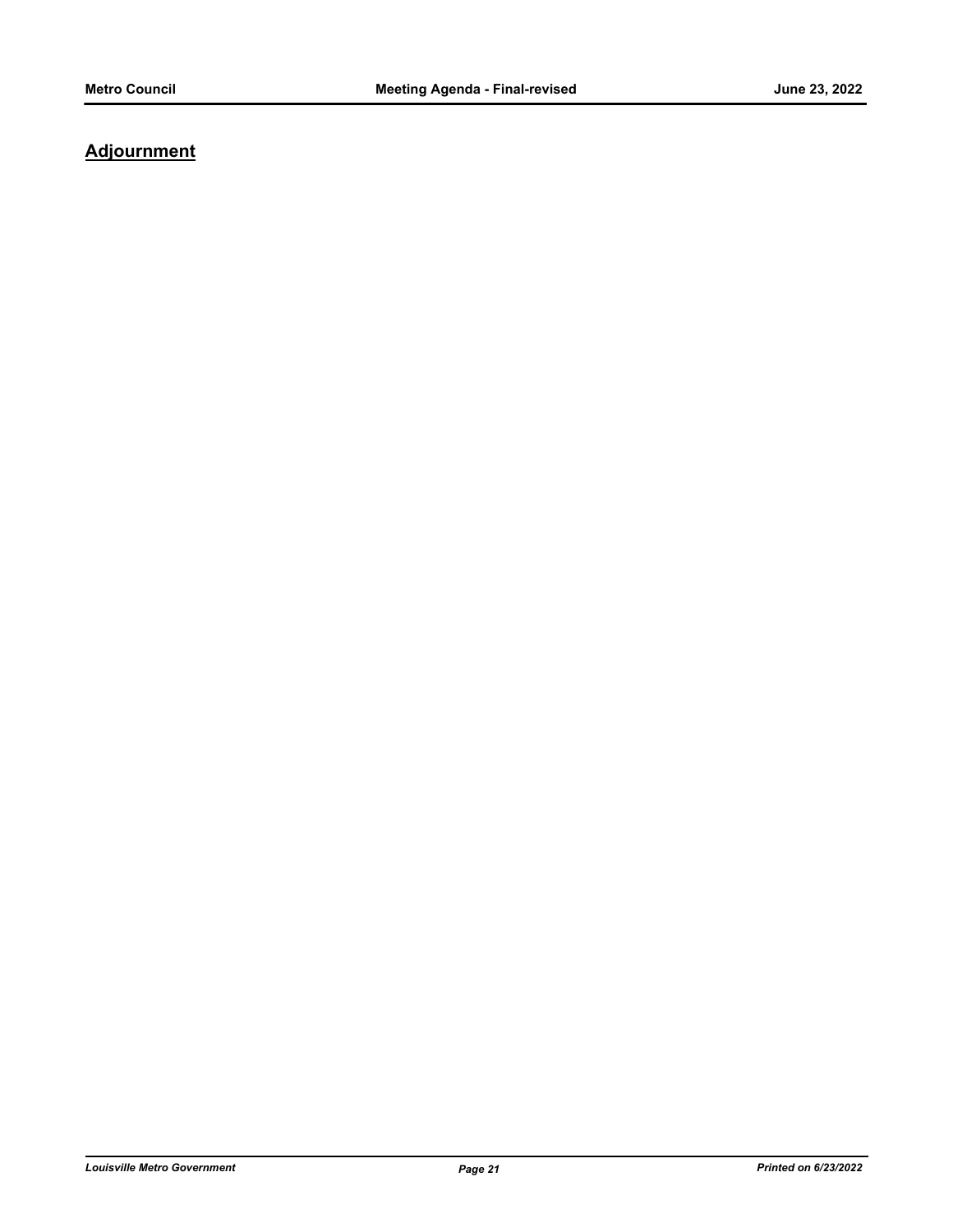## Adjournment